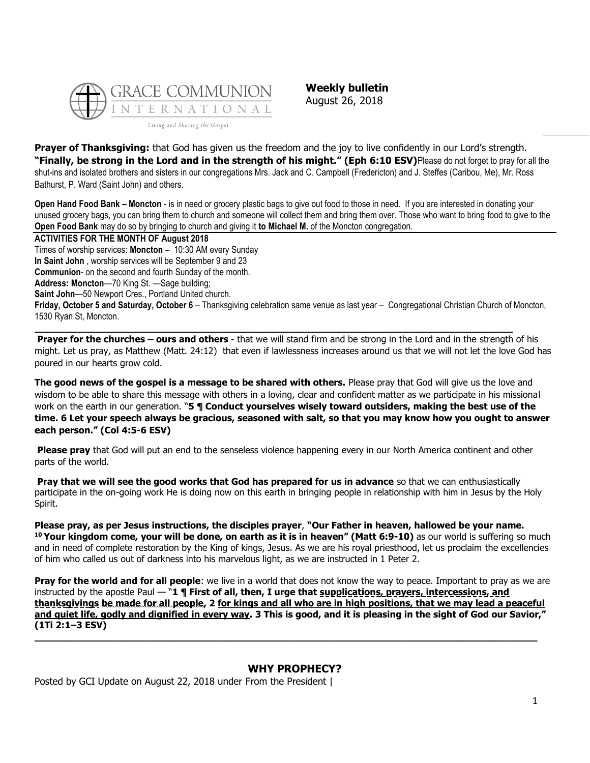GRACE COMMUNION INTERNATIONAL

*Living and Sharing the Gospel*

**Weekly bulletin**
August 26, 2018

**Prayer of Thanksgiving:** that God has given us the freedom and the joy to live confidently in our Lord's strength. **"Finally, be strong in the Lord and in the strength of his might." (Eph 6:10 ESV)** Please do not forget to pray for all the shut-ins and isolated brothers and sisters in our congregations Mrs. Jack and C. Campbell (Fredericton) and J. Steffes (Caribou, Me), Mr. Ross Bathurst, P. Ward (Saint John) and others.

**Open Hand Food Bank – Moncton** - is in need or grocery plastic bags to give out food to those in need. If you are interested in donating your unused grocery bags, you can bring them to church and someone will collect them and bring them over. Those who want to bring food to give to the **Open Food Bank** may do so by bringing to church and giving it **to Michael M.** of the Moncton congregation.

**ACTIVITIES FOR THE MONTH OF August 2018**

Times of worship services: **Moncton** – 10:30 AM every Sunday

**In Saint John** , worship services will be September 9 and 23

**Communion**- on the second and fourth Sunday of the month.

**Address: Moncton**—70 King St. —Sage building;

**Saint John**—50 Newport Cres., Portland United church.

**Friday, October 5 and Saturday, October 6** – Thanksgiving celebration same venue as last year – Congregational Christian Church of Moncton, 1530 Ryan St, Moncton.

---

**Prayer for the churches – ours and others** - that we will stand firm and be strong in the Lord and in the strength of his might. Let us pray, as Matthew (Matt. 24:12) that even if lawlessness increases around us that we will not let the love God has poured in our hearts grow cold.

**The good news of the gospel is a message to be shared with others.** Please pray that God will give us the love and wisdom to be able to share this message with others in a loving, clear and confident matter as we participate in his missional work on the earth in our generation. "**5 ¶ Conduct yourselves wisely toward outsiders, making the best use of the time. 6 Let your speech always be gracious, seasoned with salt, so that you may know how you ought to answer each person." (Col 4:5-6 ESV)**

**Please pray** that God will put an end to the senseless violence happening every in our North America continent and other parts of the world.

**Pray that we will see the good works that God has prepared for us in advance** so that we can enthusiastically participate in the on-going work He is doing now on this earth in bringing people in relationship with him in Jesus by the Holy Spirit.

**Please pray, as per Jesus instructions, the disciples prayer**, **"Our Father in heaven, hallowed be your name. [10] Your kingdom come, your will be done, on earth as it is in heaven" (Matt 6:9-10)** as our world is suffering so much and in need of complete restoration by the King of kings, Jesus. As we are his royal priesthood, let us proclaim the excellencies of him who called us out of darkness into his marvelous light, as we are instructed in 1 Peter 2.

**Pray for the world and for all people**: we live in a world that does not know the way to peace. Important to pray as we are instructed by the apostle Paul — "**1 ¶ First of all, then, I urge that supplications, prayers, intercessions, and thanksgivings be made for all people, 2 for kings and all who are in high positions, that we may lead a peaceful and quiet life, godly and dignified in every way. 3 This is good, and it is pleasing in the sight of God our Savior," (1Ti 2:1–3 ESV)**

---

## WHY PROPHECY?

Posted by GCI Update on August 22, 2018 under From the President |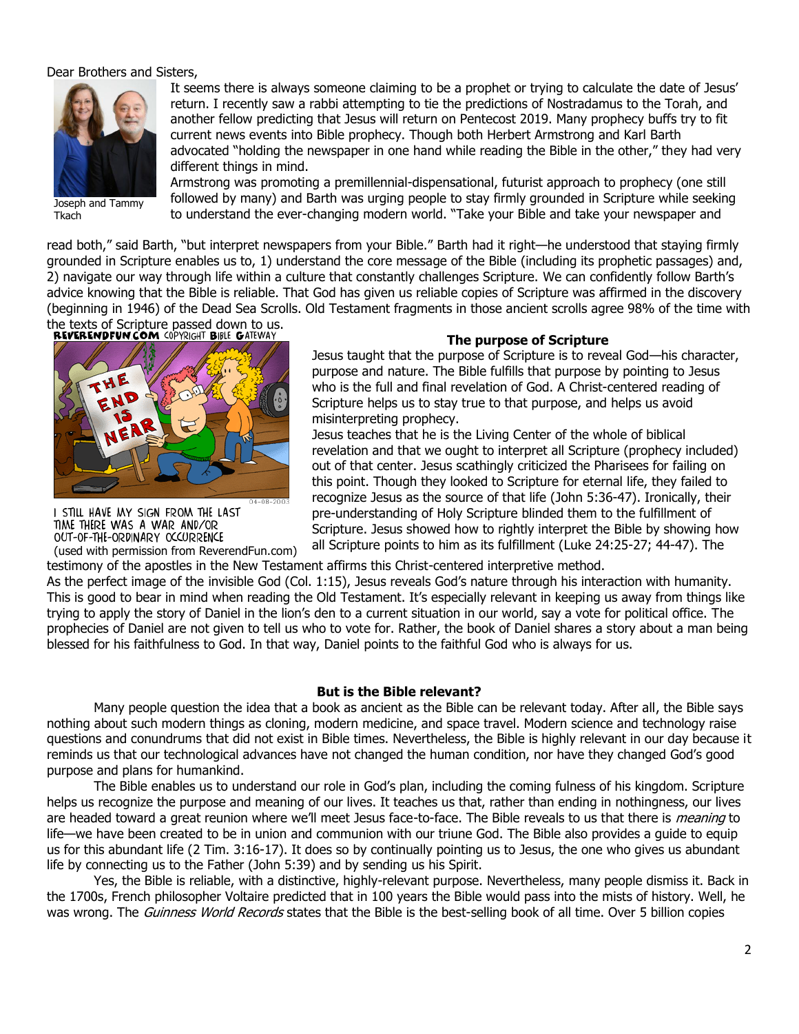Dear Brothers and Sisters,

Joseph and Tammy Tkach

It seems there is always someone claiming to be a prophet or trying to calculate the date of Jesus' return. I recently saw a rabbi attempting to tie the predictions of Nostradamus to the Torah, and another fellow predicting that Jesus will return on Pentecost 2019. Many prophecy buffs try to fit current news events into Bible prophecy. Though both Herbert Armstrong and Karl Barth advocated "holding the newspaper in one hand while reading the Bible in the other," they had very different things in mind.

Armstrong was promoting a premillennial-dispensational, futurist approach to prophecy (one still followed by many) and Barth was urging people to stay firmly grounded in Scripture while seeking to understand the ever-changing modern world. "Take your Bible and take your newspaper and read both," said Barth, "but interpret newspapers from your Bible." Barth had it right—he understood that staying firmly grounded in Scripture enables us to, 1) understand the core message of the Bible (including its prophetic passages) and, 2) navigate our way through life within a culture that constantly challenges Scripture. We can confidently follow Barth's advice knowing that the Bible is reliable. That God has given us reliable copies of Scripture was affirmed in the discovery (beginning in 1946) of the Dead Sea Scrolls. Old Testament fragments in those ancient scrolls agree 98% of the time with the texts of Scripture passed down to us.

REVERENDFUN.COM COPYRIGHT BIBLE GATEWAY

I STILL HAVE MY SIGN FROM THE LAST TIME THERE WAS A WAR AND/OR OUT-OF-THE-ORDINARY OCCURRENCE

(used with permission from ReverendFun.com)

**The purpose of Scripture**

Jesus taught that the purpose of Scripture is to reveal God—his character, purpose and nature. The Bible fulfills that purpose by pointing to Jesus who is the full and final revelation of God. A Christ-centered reading of Scripture helps us to stay true to that purpose, and helps us avoid misinterpreting prophecy.

Jesus teaches that he is the Living Center of the whole of biblical revelation and that we ought to interpret all Scripture (prophecy included) out of that center. Jesus scathingly criticized the Pharisees for failing on this point. Though they looked to Scripture for eternal life, they failed to recognize Jesus as the source of that life (John 5:36-47). Ironically, their pre-understanding of Holy Scripture blinded them to the fulfillment of Scripture. Jesus showed how to rightly interpret the Bible by showing how all Scripture points to him as its fulfillment (Luke 24:25-27; 44-47). The testimony of the apostles in the New Testament affirms this Christ-centered interpretive method.

As the perfect image of the invisible God (Col. 1:15), Jesus reveals God's nature through his interaction with humanity. This is good to bear in mind when reading the Old Testament. It's especially relevant in keeping us away from things like trying to apply the story of Daniel in the lion's den to a current situation in our world, say a vote for political office. The prophecies of Daniel are not given to tell us who to vote for. Rather, the book of Daniel shares a story about a man being blessed for his faithfulness to God. In that way, Daniel points to the faithful God who is always for us.

**But is the Bible relevant?**

Many people question the idea that a book as ancient as the Bible can be relevant today. After all, the Bible says nothing about such modern things as cloning, modern medicine, and space travel. Modern science and technology raise questions and conundrums that did not exist in Bible times. Nevertheless, the Bible is highly relevant in our day because it reminds us that our technological advances have not changed the human condition, nor have they changed God's good purpose and plans for humankind.

The Bible enables us to understand our role in God's plan, including the coming fulness of his kingdom. Scripture helps us recognize the purpose and meaning of our lives. It teaches us that, rather than ending in nothingness, our lives are headed toward a great reunion where we'll meet Jesus face-to-face. The Bible reveals to us that there is *meaning* to life—we have been created to be in union and communion with our triune God. The Bible also provides a guide to equip us for this abundant life (2 Tim. 3:16-17). It does so by continually pointing us to Jesus, the one who gives us abundant life by connecting us to the Father (John 5:39) and by sending us his Spirit.

Yes, the Bible is reliable, with a distinctive, highly-relevant purpose. Nevertheless, many people dismiss it. Back in the 1700s, French philosopher Voltaire predicted that in 100 years the Bible would pass into the mists of history. Well, he was wrong. The *Guinness World Records* states that the Bible is the best-selling book of all time. Over 5 billion copies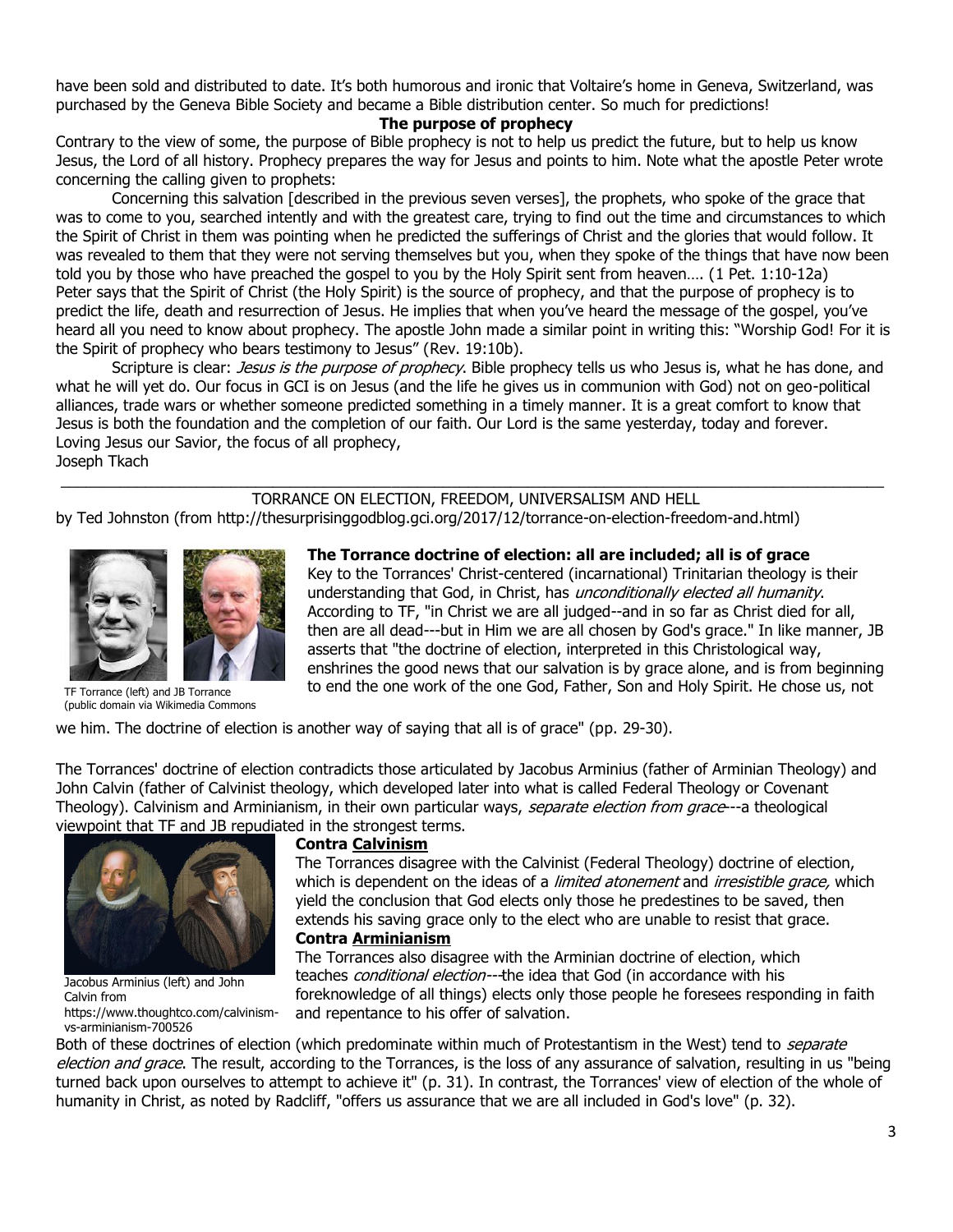have been sold and distributed to date. It's both humorous and ironic that Voltaire's home in Geneva, Switzerland, was purchased by the Geneva Bible Society and became a Bible distribution center. So much for predictions!

**The purpose of prophecy**

Contrary to the view of some, the purpose of Bible prophecy is not to help us predict the future, but to help us know Jesus, the Lord of all history. Prophecy prepares the way for Jesus and points to him. Note what the apostle Peter wrote concerning the calling given to prophets:

> Concerning this salvation [described in the previous seven verses], the prophets, who spoke of the grace that was to come to you, searched intently and with the greatest care, trying to find out the time and circumstances to which the Spirit of Christ in them was pointing when he predicted the sufferings of Christ and the glories that would follow. It was revealed to them that they were not serving themselves but you, when they spoke of the things that have now been told you by those who have preached the gospel to you by the Holy Spirit sent from heaven…. (1 Pet. 1:10-12a)

Peter says that the Spirit of Christ (the Holy Spirit) is the source of prophecy, and that the purpose of prophecy is to predict the life, death and resurrection of Jesus. He implies that when you've heard the message of the gospel, you've heard all you need to know about prophecy. The apostle John made a similar point in writing this: "Worship God! For it is the Spirit of prophecy who bears testimony to Jesus" (Rev. 19:10b).

Scripture is clear: *Jesus is the purpose of prophecy*. Bible prophecy tells us who Jesus is, what he has done, and what he will yet do. Our focus in GCI is on Jesus (and the life he gives us in communion with God) not on geo-political alliances, trade wars or whether someone predicted something in a timely manner. It is a great comfort to know that Jesus is both the foundation and the completion of our faith. Our Lord is the same yesterday, today and forever.

Loving Jesus our Savior, the focus of all prophecy,

Joseph Tkach

---

## TORRANCE ON ELECTION, FREEDOM, UNIVERSALISM AND HELL

by Ted Johnston (from http://thesurprisinggodblog.gci.org/2017/12/torrance-on-election-freedom-and.html)

TF Torrance (left) and JB Torrance (public domain via Wikimedia Commons

**The Torrance doctrine of election: all are included; all is of grace**

Key to the Torrances' Christ-centered (incarnational) Trinitarian theology is their understanding that God, in Christ, has *unconditionally elected all humanity*. According to TF, "in Christ we are all judged--and in so far as Christ died for all, then are all dead---but in Him we are all chosen by God's grace." In like manner, JB asserts that "the doctrine of election, interpreted in this Christological way, enshrines the good news that our salvation is by grace alone, and is from beginning to end the one work of the one God, Father, Son and Holy Spirit. He chose us, not we him. The doctrine of election is another way of saying that all is of grace" (pp. 29-30).

The Torrances' doctrine of election contradicts those articulated by Jacobus Arminius (father of Arminian Theology) and John Calvin (father of Calvinist theology, which developed later into what is called Federal Theology or Covenant Theology). Calvinism and Arminianism, in their own particular ways, *separate election from grace*---a theological viewpoint that TF and JB repudiated in the strongest terms.

Jacobus Arminius (left) and John Calvin from https://www.thoughtco.com/calvinism-vs-arminianism-700526

**Contra Calvinism**

The Torrances disagree with the Calvinist (Federal Theology) doctrine of election, which is dependent on the ideas of a *limited atonement* and *irresistible grace,* which yield the conclusion that God elects only those he predestines to be saved, then extends his saving grace only to the elect who are unable to resist that grace.

**Contra Arminianism**

The Torrances also disagree with the Arminian doctrine of election, which teaches *conditional election*---the idea that God (in accordance with his foreknowledge of all things) elects only those people he foresees responding in faith and repentance to his offer of salvation.

Both of these doctrines of election (which predominate within much of Protestantism in the West) tend to *separate election and grace*. The result, according to the Torrances, is the loss of any assurance of salvation, resulting in us "being turned back upon ourselves to attempt to achieve it" (p. 31). In contrast, the Torrances' view of election of the whole of humanity in Christ, as noted by Radcliff, "offers us assurance that we are all included in God's love" (p. 32).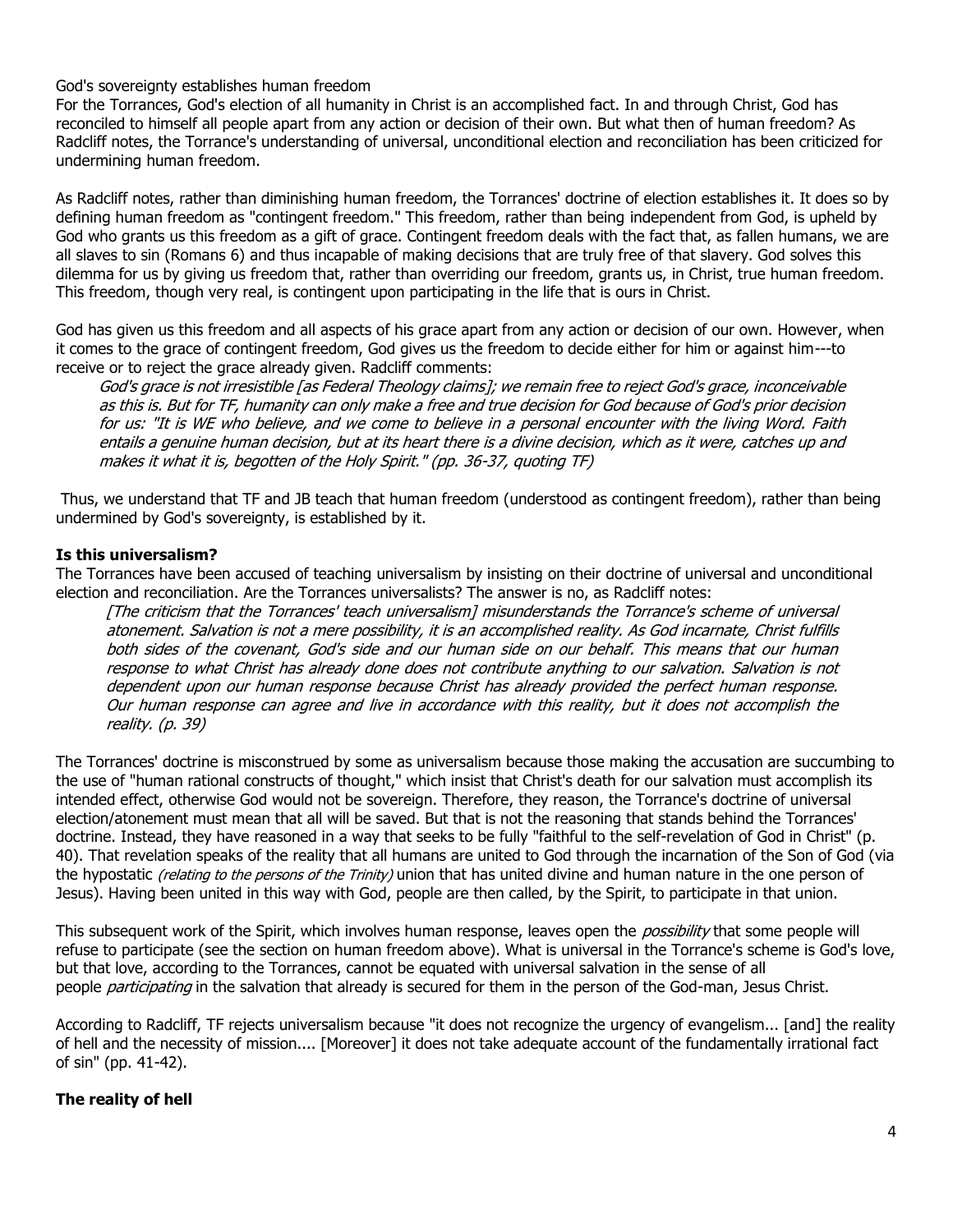God's sovereignty establishes human freedom

For the Torrances, God's election of all humanity in Christ is an accomplished fact. In and through Christ, God has reconciled to himself all people apart from any action or decision of their own. But what then of human freedom? As Radcliff notes, the Torrance's understanding of universal, unconditional election and reconciliation has been criticized for undermining human freedom.

As Radcliff notes, rather than diminishing human freedom, the Torrances' doctrine of election establishes it. It does so by defining human freedom as "contingent freedom." This freedom, rather than being independent from God, is upheld by God who grants us this freedom as a gift of grace. Contingent freedom deals with the fact that, as fallen humans, we are all slaves to sin (Romans 6) and thus incapable of making decisions that are truly free of that slavery. God solves this dilemma for us by giving us freedom that, rather than overriding our freedom, grants us, in Christ, true human freedom. This freedom, though very real, is contingent upon participating in the life that is ours in Christ.

God has given us this freedom and all aspects of his grace apart from any action or decision of our own. However, when it comes to the grace of contingent freedom, God gives us the freedom to decide either for him or against him---to receive or to reject the grace already given. Radcliff comments:

> *God's grace is not irresistible [as Federal Theology claims]; we remain free to reject God's grace, inconceivable as this is. But for TF, humanity can only make a free and true decision for God because of God's prior decision for us: "It is WE who believe, and we come to believe in a personal encounter with the living Word. Faith entails a genuine human decision, but at its heart there is a divine decision, which as it were, catches up and makes it what it is, begotten of the Holy Spirit." (pp. 36-37, quoting TF)*

Thus, we understand that TF and JB teach that human freedom (understood as contingent freedom), rather than being undermined by God's sovereignty, is established by it.

**Is this universalism?**

The Torrances have been accused of teaching universalism by insisting on their doctrine of universal and unconditional election and reconciliation. Are the Torrances universalists? The answer is no, as Radcliff notes:

> *[The criticism that the Torrances' teach universalism] misunderstands the Torrance's scheme of universal atonement. Salvation is not a mere possibility, it is an accomplished reality. As God incarnate, Christ fulfills both sides of the covenant, God's side and our human side on our behalf. This means that our human response to what Christ has already done does not contribute anything to our salvation. Salvation is not dependent upon our human response because Christ has already provided the perfect human response. Our human response can agree and live in accordance with this reality, but it does not accomplish the reality. (p. 39)*

The Torrances' doctrine is misconstrued by some as universalism because those making the accusation are succumbing to the use of "human rational constructs of thought," which insist that Christ's death for our salvation must accomplish its intended effect, otherwise God would not be sovereign. Therefore, they reason, the Torrance's doctrine of universal election/atonement must mean that all will be saved. But that is not the reasoning that stands behind the Torrances' doctrine. Instead, they have reasoned in a way that seeks to be fully "faithful to the self-revelation of God in Christ" (p. 40). That revelation speaks of the reality that all humans are united to God through the incarnation of the Son of God (via the hypostatic *(relating to the persons of the Trinity)* union that has united divine and human nature in the one person of Jesus). Having been united in this way with God, people are then called, by the Spirit, to participate in that union.

This subsequent work of the Spirit, which involves human response, leaves open the *possibility* that some people will refuse to participate (see the section on human freedom above). What is universal in the Torrance's scheme is God's love, but that love, according to the Torrances, cannot be equated with universal salvation in the sense of all people *participating* in the salvation that already is secured for them in the person of the God-man, Jesus Christ.

According to Radcliff, TF rejects universalism because "it does not recognize the urgency of evangelism... [and] the reality of hell and the necessity of mission.... [Moreover] it does not take adequate account of the fundamentally irrational fact of sin" (pp. 41-42).

**The reality of hell**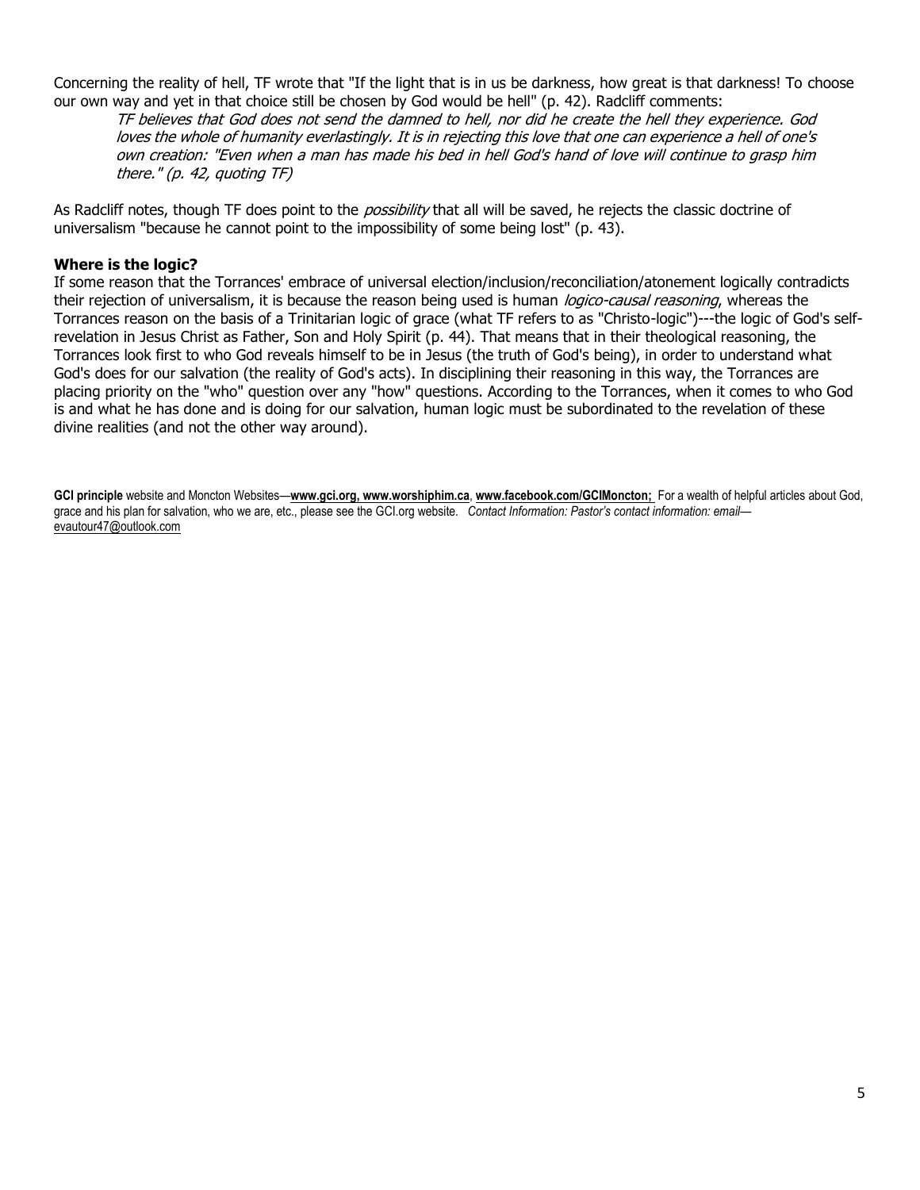Concerning the reality of hell, TF wrote that "If the light that is in us be darkness, how great is that darkness! To choose our own way and yet in that choice still be chosen by God would be hell" (p. 42). Radcliff comments:

> *TF believes that God does not send the damned to hell, nor did he create the hell they experience. God loves the whole of humanity everlastingly. It is in rejecting this love that one can experience a hell of one's own creation: "Even when a man has made his bed in hell God's hand of love will continue to grasp him there." (p. 42, quoting TF)*

As Radcliff notes, though TF does point to the *possibility* that all will be saved, he rejects the classic doctrine of universalism "because he cannot point to the impossibility of some being lost" (p. 43).

**Where is the logic?**

If some reason that the Torrances' embrace of universal election/inclusion/reconciliation/atonement logically contradicts their rejection of universalism, it is because the reason being used is human *logico-causal reasoning*, whereas the Torrances reason on the basis of a Trinitarian logic of grace (what TF refers to as "Christo-logic")---the logic of God's self-revelation in Jesus Christ as Father, Son and Holy Spirit (p. 44). That means that in their theological reasoning, the Torrances look first to who God reveals himself to be in Jesus (the truth of God's being), in order to understand what God's does for our salvation (the reality of God's acts). In disciplining their reasoning in this way, the Torrances are placing priority on the "who" question over any "how" questions. According to the Torrances, when it comes to who God is and what he has done and is doing for our salvation, human logic must be subordinated to the revelation of these divine realities (and not the other way around).

**GCI principle** website and Moncton Websites—**www.gci.org, www.worshiphim.ca**, **www.facebook.com/GCIMoncton;** For a wealth of helpful articles about God, grace and his plan for salvation, who we are, etc., please see the GCI.org website. *Contact Information: Pastor's contact information: email—* evautour47@outlook.com